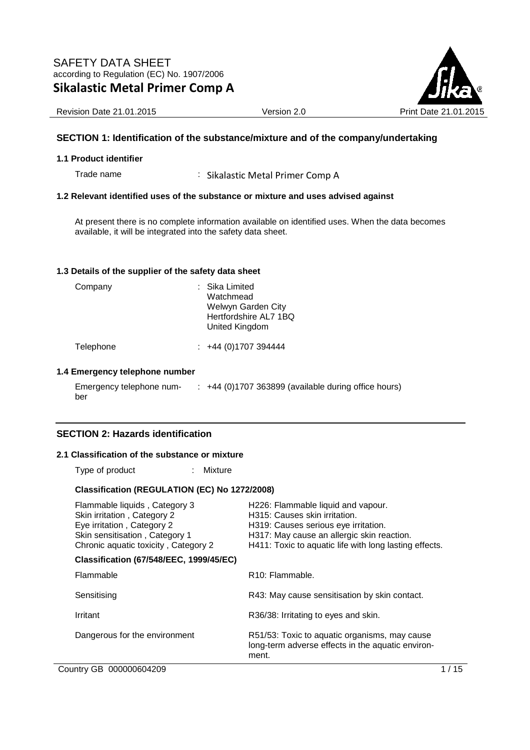# SAFETY DATA SHEET

according to Regulation (EC) No. 1907/2006

# Sikalastic Metal Primer Comp A

Revision Date 21.01.2015 | Version 2.0 | Print Date 21.01.2015

## SECTION 1: Identification of the substance/mixture and of the company/undertaking

### 1.1 Product identifier

Trade name : Sikalastic Metal Primer Comp A

### 1.2 Relevant identified uses of the substance or mixture and uses advised against

At present there is no complete information available on identified uses. When the data becomes available, it will be integrated into the safety data sheet.

### 1.3 Details of the supplier of the safety data sheet

Company : Sika Limited
Watchmead
Welwyn Garden City
Hertfordshire AL7 1BQ
United Kingdom

Telephone : +44 (0)1707 394444

### 1.4 Emergency telephone number

Emergency telephone number : +44 (0)1707 363899 (available during office hours)

## SECTION 2: Hazards identification

### 2.1 Classification of the substance or mixture

Type of product : Mixture

**Classification (REGULATION (EC) No 1272/2008)**

| | |
|---|---|
| Flammable liquids , Category 3 | H226: Flammable liquid and vapour. |
| Skin irritation , Category 2 | H315: Causes skin irritation. |
| Eye irritation , Category 2 | H319: Causes serious eye irritation. |
| Skin sensitisation , Category 1 | H317: May cause an allergic skin reaction. |
| Chronic aquatic toxicity , Category 2 | H411: Toxic to aquatic life with long lasting effects. |

**Classification (67/548/EEC, 1999/45/EC)**

| | |
|---|---|
| Flammable | R10: Flammable. |
| Sensitising | R43: May cause sensitisation by skin contact. |
| Irritant | R36/38: Irritating to eyes and skin. |
| Dangerous for the environment | R51/53: Toxic to aquatic organisms, may cause long-term adverse effects in the aquatic environment. |

Country GB 000000604209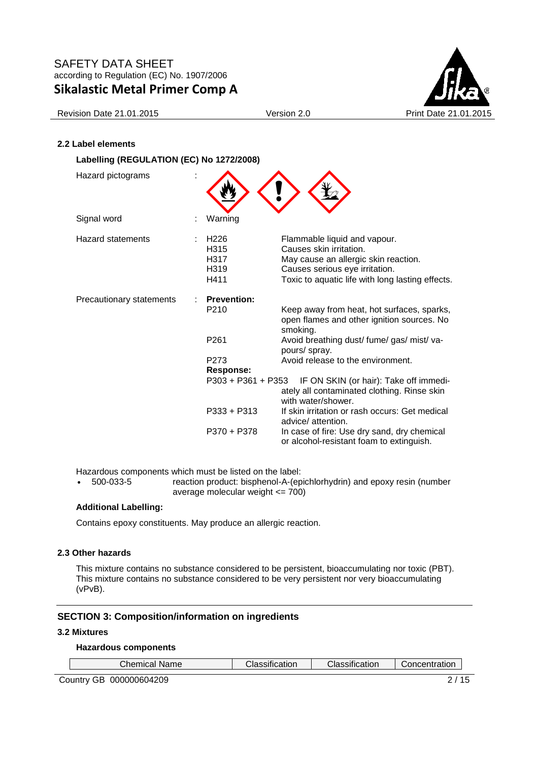### 2.2 Label elements

**Labelling (REGULATION (EC) No 1272/2008)**

Hazard pictograms :

Signal word : Warning

Hazard statements :

| | |
|---|---|
| H226 | Flammable liquid and vapour. |
| H315 | Causes skin irritation. |
| H317 | May cause an allergic skin reaction. |
| H319 | Causes serious eye irritation. |
| H411 | Toxic to aquatic life with long lasting effects. |

Precautionary statements :

**Prevention:**

| | |
|---|---|
| P210 | Keep away from heat, hot surfaces, sparks, open flames and other ignition sources. No smoking. |
| P261 | Avoid breathing dust/ fume/ gas/ mist/ vapours/ spray. |
| P273 | Avoid release to the environment. |

**Response:**

| | |
|---|---|
| P303 + P361 + P353 | IF ON SKIN (or hair): Take off immediately all contaminated clothing. Rinse skin with water/shower. |
| P333 + P313 | If skin irritation or rash occurs: Get medical advice/ attention. |
| P370 + P378 | In case of fire: Use dry sand, dry chemical or alcohol-resistant foam to extinguish. |

Hazardous components which must be listed on the label:

- 500-033-5 reaction product: bisphenol-A-(epichlorhydrin) and epoxy resin (number average molecular weight <= 700)

**Additional Labelling:**

Contains epoxy constituents. May produce an allergic reaction.

### 2.3 Other hazards

This mixture contains no substance considered to be persistent, bioaccumulating nor toxic (PBT).
This mixture contains no substance considered to be very persistent nor very bioaccumulating (vPvB).

## SECTION 3: Composition/information on ingredients

### 3.2 Mixtures

**Hazardous components**

| Chemical Name | Classification | Classification | Concentration |
|---|---|---|---|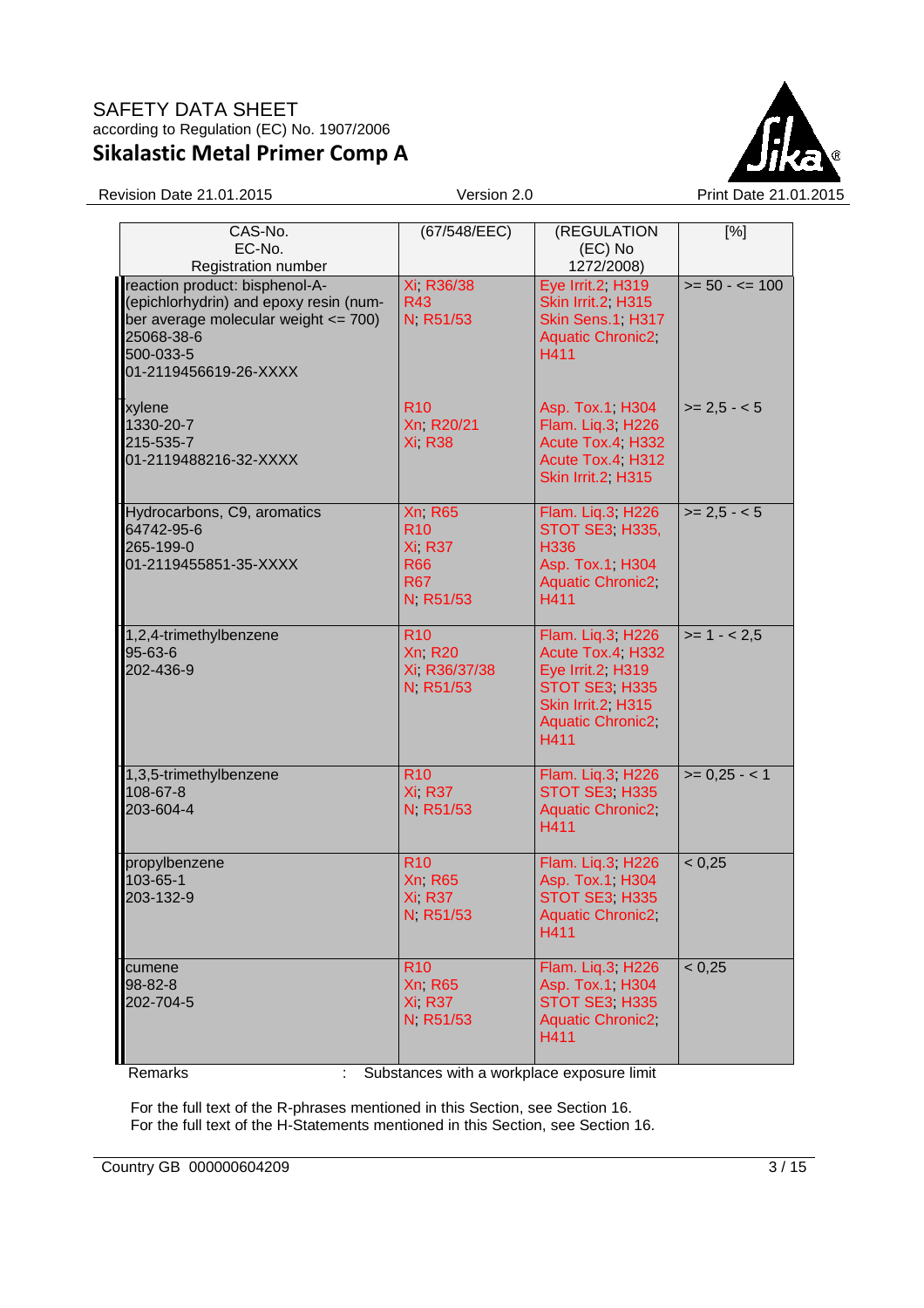| CAS-No.<br>EC-No.<br>Registration number | (67/548/EEC) | (REGULATION (EC) No 1272/2008) | [%] |
|---|---|---|---|
| reaction product: bisphenol-A-(epichlorhydrin) and epoxy resin (number average molecular weight <= 700)<br>25068-38-6<br>500-033-5<br>01-2119456619-26-XXXX | Xi; R36/38<br>R43<br>N; R51/53 | Eye Irrit.2; H319<br>Skin Irrit.2; H315<br>Skin Sens.1; H317<br>Aquatic Chronic2; H411 | >= 50 - <= 100 |
| xylene<br>1330-20-7<br>215-535-7<br>01-2119488216-32-XXXX | R10<br>Xn; R20/21<br>Xi; R38 | Asp. Tox.1; H304<br>Flam. Liq.3; H226<br>Acute Tox.4; H332<br>Acute Tox.4; H312<br>Skin Irrit.2; H315 | >= 2,5 - < 5 |
| Hydrocarbons, C9, aromatics<br>64742-95-6<br>265-199-0<br>01-2119455851-35-XXXX | Xn; R65<br>R10<br>Xi; R37<br>R66<br>R67<br>N; R51/53 | Flam. Liq.3; H226<br>STOT SE3; H335, H336<br>Asp. Tox.1; H304<br>Aquatic Chronic2; H411 | >= 2,5 - < 5 |
| 1,2,4-trimethylbenzene<br>95-63-6<br>202-436-9 | R10<br>Xn; R20<br>Xi; R36/37/38<br>N; R51/53 | Flam. Liq.3; H226<br>Acute Tox.4; H332<br>Eye Irrit.2; H319<br>STOT SE3; H335<br>Skin Irrit.2; H315<br>Aquatic Chronic2; H411 | >= 1 - < 2,5 |
| 1,3,5-trimethylbenzene<br>108-67-8<br>203-604-4 | R10<br>Xi; R37<br>N; R51/53 | Flam. Liq.3; H226<br>STOT SE3; H335<br>Aquatic Chronic2; H411 | >= 0,25 - < 1 |
| propylbenzene<br>103-65-1<br>203-132-9 | R10<br>Xn; R65<br>Xi; R37<br>N; R51/53 | Flam. Liq.3; H226<br>Asp. Tox.1; H304<br>STOT SE3; H335<br>Aquatic Chronic2; H411 | < 0,25 |
| cumene<br>98-82-8<br>202-704-5 | R10<br>Xn; R65<br>Xi; R37<br>N; R51/53 | Flam. Liq.3; H226<br>Asp. Tox.1; H304<br>STOT SE3; H335<br>Aquatic Chronic2; H411 | < 0,25 |

Remarks : Substances with a workplace exposure limit

For the full text of the R-phrases mentioned in this Section, see Section 16.
For the full text of the H-Statements mentioned in this Section, see Section 16.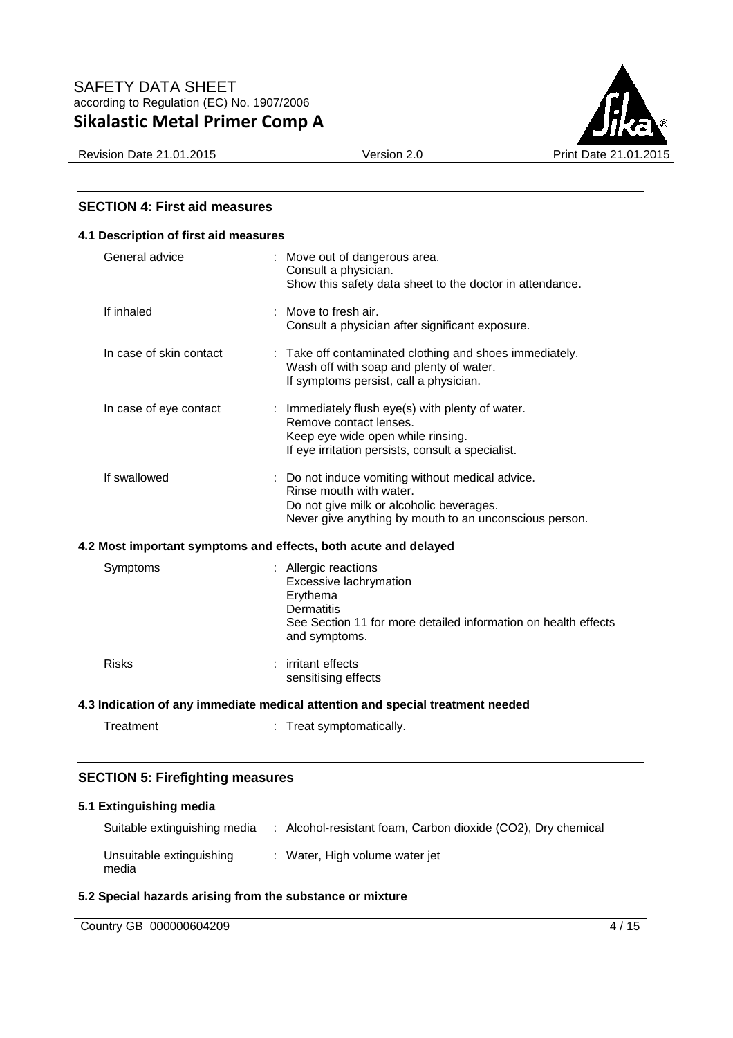## SECTION 4: First aid measures

### 4.1 Description of first aid measures

| | |
|---|---|
| General advice | : Move out of dangerous area.<br>Consult a physician.<br>Show this safety data sheet to the doctor in attendance. |
| If inhaled | : Move to fresh air.<br>Consult a physician after significant exposure. |
| In case of skin contact | : Take off contaminated clothing and shoes immediately.<br>Wash off with soap and plenty of water.<br>If symptoms persist, call a physician. |
| In case of eye contact | : Immediately flush eye(s) with plenty of water.<br>Remove contact lenses.<br>Keep eye wide open while rinsing.<br>If eye irritation persists, consult a specialist. |
| If swallowed | : Do not induce vomiting without medical advice.<br>Rinse mouth with water.<br>Do not give milk or alcoholic beverages.<br>Never give anything by mouth to an unconscious person. |

### 4.2 Most important symptoms and effects, both acute and delayed

| | |
|---|---|
| Symptoms | : Allergic reactions<br>Excessive lachrymation<br>Erythema<br>Dermatitis<br>See Section 11 for more detailed information on health effects and symptoms. |
| Risks | : irritant effects<br>sensitising effects |

### 4.3 Indication of any immediate medical attention and special treatment needed

| | |
|---|---|
| Treatment | : Treat symptomatically. |

## SECTION 5: Firefighting measures

### 5.1 Extinguishing media

| | |
|---|---|
| Suitable extinguishing media | : Alcohol-resistant foam, Carbon dioxide ($CO_2$), Dry chemical |
| Unsuitable extinguishing media | : Water, High volume water jet |

### 5.2 Special hazards arising from the substance or mixture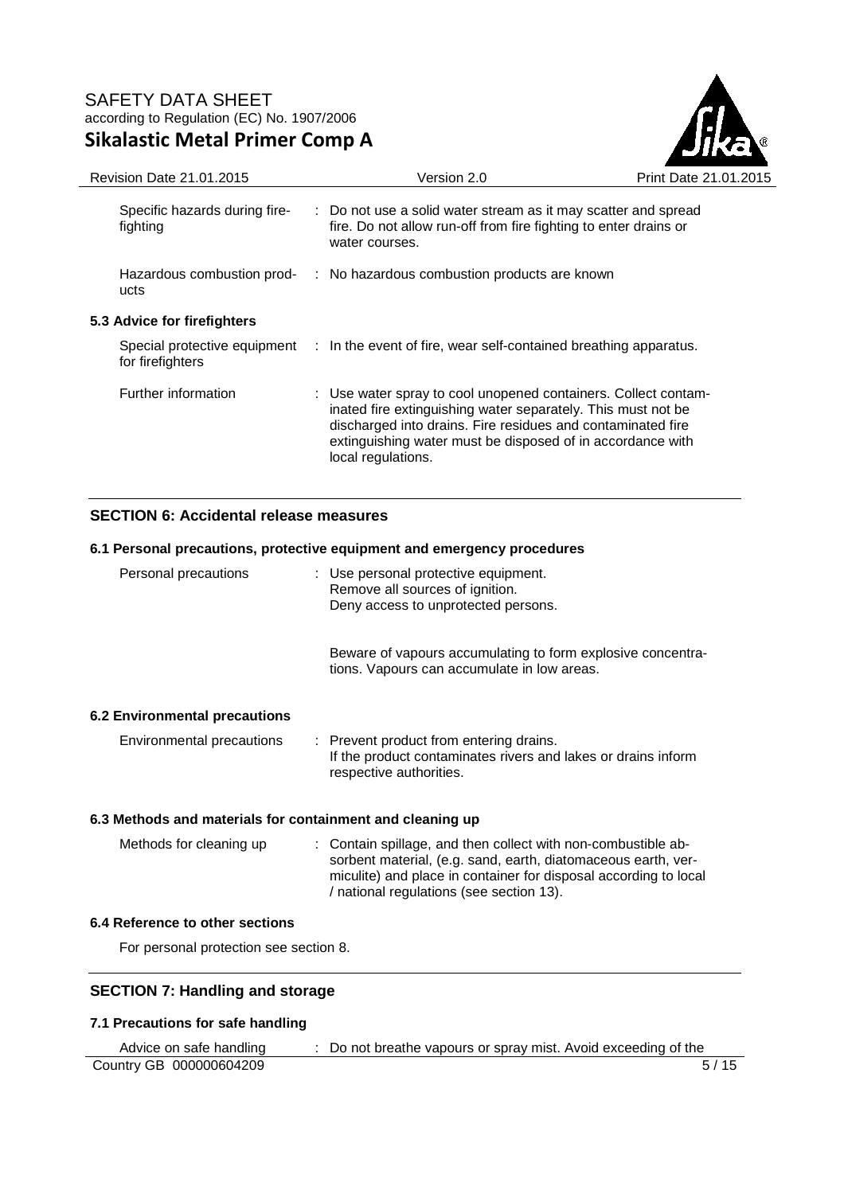| | |
|---|---|
| Specific hazards during fire-fighting | : Do not use a solid water stream as it may scatter and spread fire. Do not allow run-off from fire fighting to enter drains or water courses. |
| Hazardous combustion products | : No hazardous combustion products are known |

**5.3 Advice for firefighters**

| | |
|---|---|
| Special protective equipment for firefighters | : In the event of fire, wear self-contained breathing apparatus. |
| Further information | : Use water spray to cool unopened containers. Collect contaminated fire extinguishing water separately. This must not be discharged into drains. Fire residues and contaminated fire extinguishing water must be disposed of in accordance with local regulations. |

## SECTION 6: Accidental release measures

**6.1 Personal precautions, protective equipment and emergency procedures**

| | |
|---|---|
| Personal precautions | : Use personal protective equipment.<br>Remove all sources of ignition.<br>Deny access to unprotected persons.<br><br>Beware of vapours accumulating to form explosive concentrations. Vapours can accumulate in low areas. |

**6.2 Environmental precautions**

| | |
|---|---|
| Environmental precautions | : Prevent product from entering drains.<br>If the product contaminates rivers and lakes or drains inform respective authorities. |

**6.3 Methods and materials for containment and cleaning up**

| | |
|---|---|
| Methods for cleaning up | : Contain spillage, and then collect with non-combustible absorbent material, (e.g. sand, earth, diatomaceous earth, vermiculite) and place in container for disposal according to local / national regulations (see section 13). |

**6.4 Reference to other sections**

For personal protection see section 8.

## SECTION 7: Handling and storage

**7.1 Precautions for safe handling**

| | |
|---|---|
| Advice on safe handling | : Do not breathe vapours or spray mist. Avoid exceeding of the |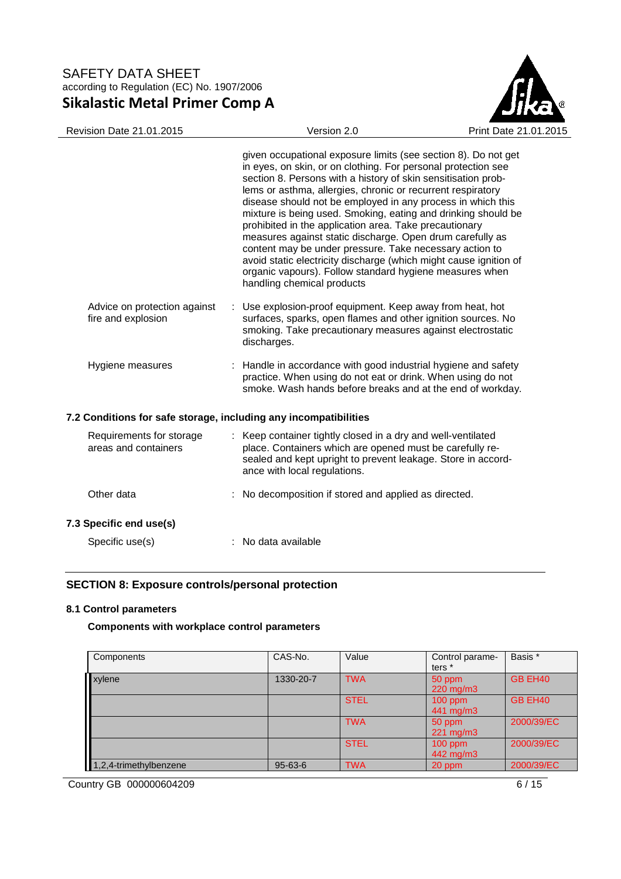given occupational exposure limits (see section 8). Do not get in eyes, on skin, or on clothing. For personal protection see section 8. Persons with a history of skin sensitisation problems or asthma, allergies, chronic or recurrent respiratory disease should not be employed in any process in which this mixture is being used. Smoking, eating and drinking should be prohibited in the application area. Take precautionary measures against static discharge. Open drum carefully as content may be under pressure. Take necessary action to avoid static electricity discharge (which might cause ignition of organic vapours). Follow standard hygiene measures when handling chemical products

Advice on protection against fire and explosion : Use explosion-proof equipment. Keep away from heat, hot surfaces, sparks, open flames and other ignition sources. No smoking. Take precautionary measures against electrostatic discharges.

Hygiene measures : Handle in accordance with good industrial hygiene and safety practice. When using do not eat or drink. When using do not smoke. Wash hands before breaks and at the end of workday.

### 7.2 Conditions for safe storage, including any incompatibilities

Requirements for storage areas and containers : Keep container tightly closed in a dry and well-ventilated place. Containers which are opened must be carefully resealed and kept upright to prevent leakage. Store in accordance with local regulations.

Other data : No decomposition if stored and applied as directed.

### 7.3 Specific end use(s)

Specific use(s) : No data available

## SECTION 8: Exposure controls/personal protection

### 8.1 Control parameters

**Components with workplace control parameters**

| Components | CAS-No. | Value | Control parameters * | Basis * |
|---|---|---|---|---|
| xylene | 1330-20-7 | TWA | 50 ppm<br>220 mg/m3 | GB EH40 |
| | | STEL | 100 ppm<br>441 mg/m3 | GB EH40 |
| | | TWA | 50 ppm<br>221 mg/m3 | 2000/39/EC |
| | | STEL | 100 ppm<br>442 mg/m3 | 2000/39/EC |
| 1,2,4-trimethylbenzene | 95-63-6 | TWA | 20 ppm | 2000/39/EC |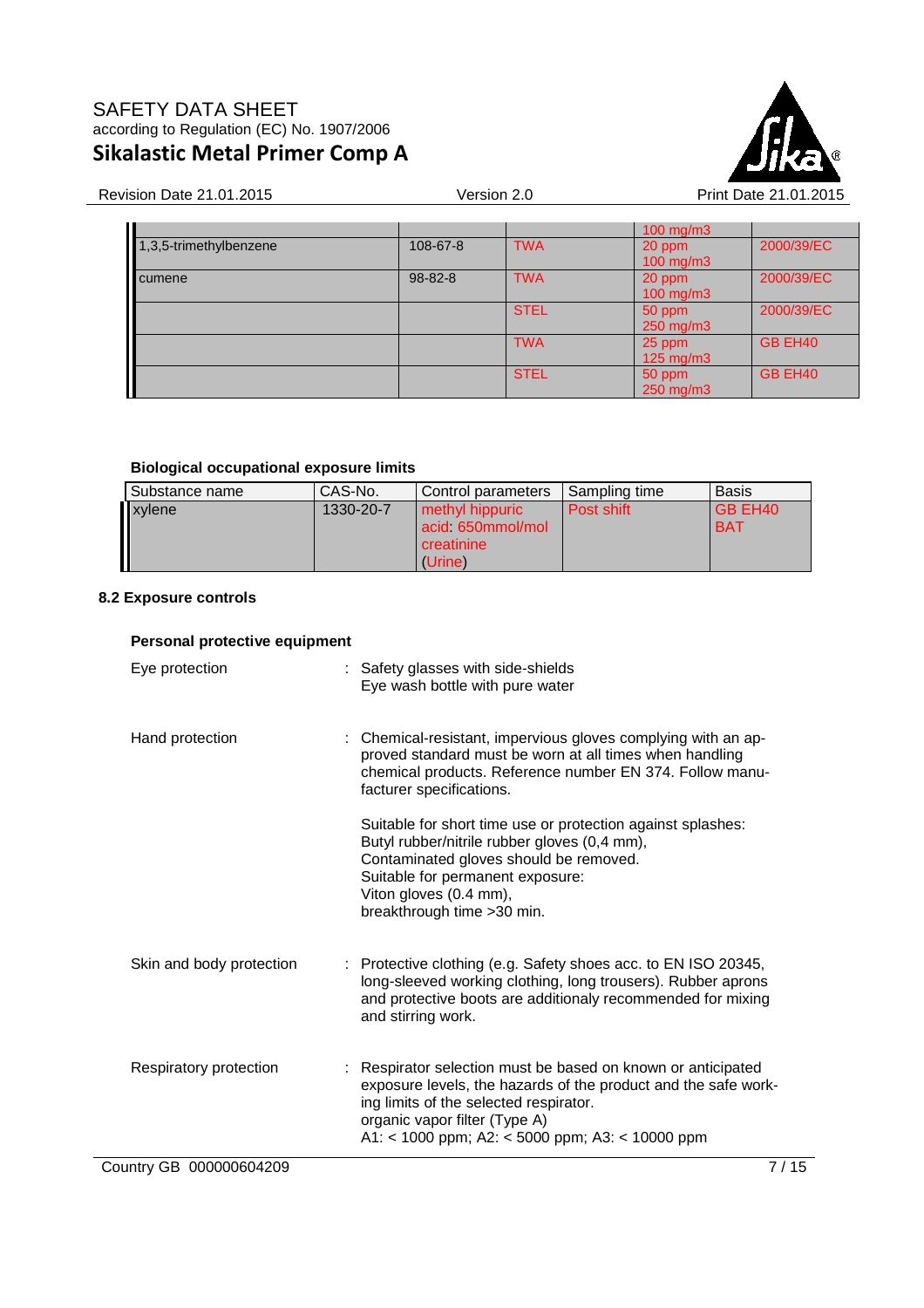| | | | | |
|---|---|---|---|---|
| | | | 100 mg/m3 | |
| 1,3,5-trimethylbenzene | 108-67-8 | TWA | 20 ppm<br>100 mg/m3 | 2000/39/EC |
| cumene | 98-82-8 | TWA | 20 ppm<br>100 mg/m3 | 2000/39/EC |
| | | STEL | 50 ppm<br>250 mg/m3 | 2000/39/EC |
| | | TWA | 25 ppm<br>125 mg/m3 | GB EH40 |
| | | STEL | 50 ppm<br>250 mg/m3 | GB EH40 |

**Biological occupational exposure limits**

| Substance name | CAS-No. | Control parameters | Sampling time | Basis |
|---|---|---|---|---|
| xylene | 1330-20-7 | methyl hippuric acid: 650mmol/mol creatinine (Urine) | Post shift | GB EH40 BAT |

### 8.2 Exposure controls

**Personal protective equipment**

Eye protection : Safety glasses with side-shields
Eye wash bottle with pure water

Hand protection : Chemical-resistant, impervious gloves complying with an approved standard must be worn at all times when handling chemical products. Reference number EN 374. Follow manufacturer specifications.

Suitable for short time use or protection against splashes:
Butyl rubber/nitrile rubber gloves (0,4 mm),
Contaminated gloves should be removed.
Suitable for permanent exposure:
Viton gloves (0.4 mm),
breakthrough time >30 min.

Skin and body protection : Protective clothing (e.g. Safety shoes acc. to EN ISO 20345, long-sleeved working clothing, long trousers). Rubber aprons and protective boots are additionaly recommended for mixing and stirring work.

Respiratory protection : Respirator selection must be based on known or anticipated exposure levels, the hazards of the product and the safe working limits of the selected respirator.
organic vapor filter (Type A)
A1: < 1000 ppm; A2: < 5000 ppm; A3: < 10000 ppm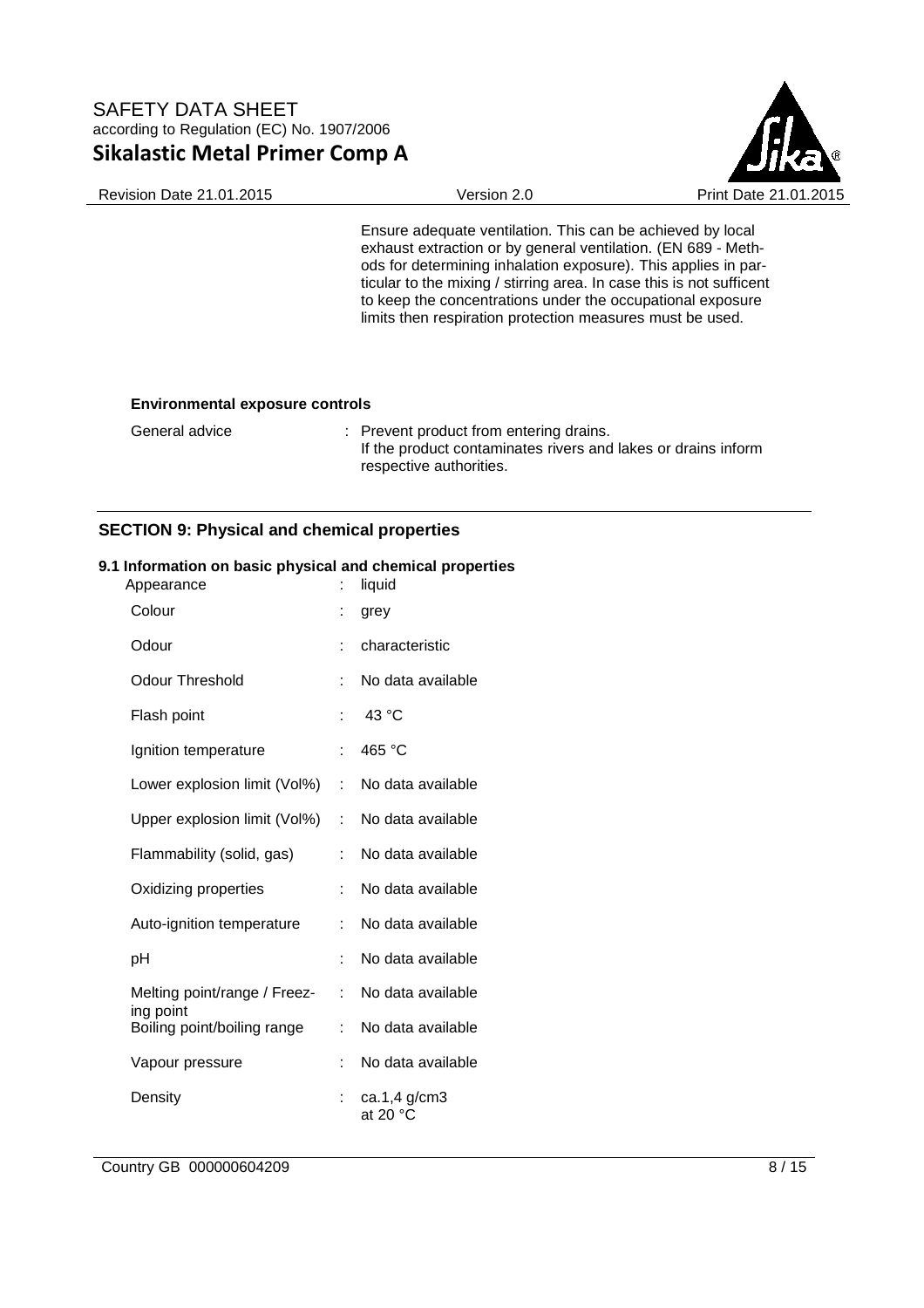Ensure adequate ventilation. This can be achieved by local exhaust extraction or by general ventilation. (EN 689 - Methods for determining inhalation exposure). This applies in particular to the mixing / stirring area. In case this is not sufficent to keep the concentrations under the occupational exposure limits then respiration protection measures must be used.

**Environmental exposure controls**

General advice : Prevent product from entering drains.
If the product contaminates rivers and lakes or drains inform respective authorities.

## SECTION 9: Physical and chemical properties

**9.1 Information on basic physical and chemical properties**

| | | |
|---|---|---|
| Appearance | : | liquid |
| Colour | : | grey |
| Odour | : | characteristic |
| Odour Threshold | : | No data available |
| Flash point | : | 43 °C |
| Ignition temperature | : | 465 °C |
| Lower explosion limit (Vol%) | : | No data available |
| Upper explosion limit (Vol%) | : | No data available |
| Flammability (solid, gas) | : | No data available |
| Oxidizing properties | : | No data available |
| Auto-ignition temperature | : | No data available |
| pH | : | No data available |
| Melting point/range / Freezing point | : | No data available |
| Boiling point/boiling range | : | No data available |
| Vapour pressure | : | No data available |
| Density | : | ca.1,4 g/cm3 at 20 °C |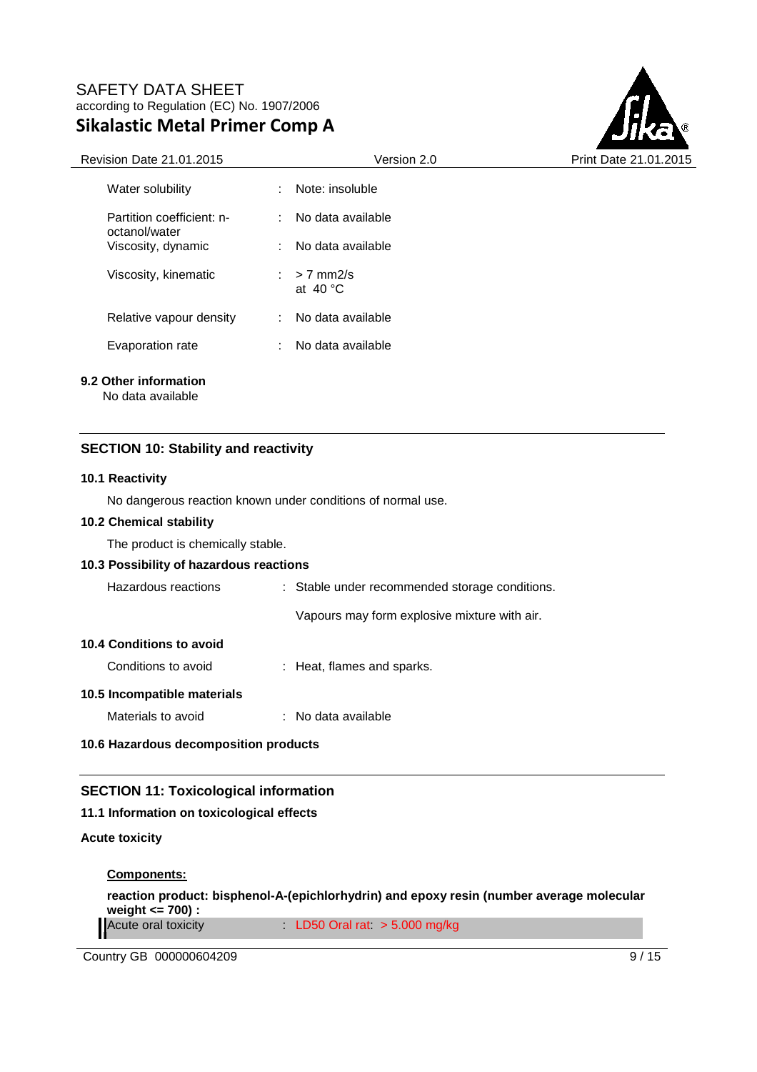| | | |
|---|---|---|
| Water solubility | : | Note: insoluble |
| Partition coefficient: n-octanol/water | : | No data available |
| Viscosity, dynamic | : | No data available |
| Viscosity, kinematic | : | > 7 mm2/s<br>at 40 °C |
| Relative vapour density | : | No data available |
| Evaporation rate | : | No data available |

**9.2 Other information**

No data available

## SECTION 10: Stability and reactivity

**10.1 Reactivity**

No dangerous reaction known under conditions of normal use.

**10.2 Chemical stability**

The product is chemically stable.

**10.3 Possibility of hazardous reactions**

| | | |
|---|---|---|
| Hazardous reactions | : | Stable under recommended storage conditions.<br><br>Vapours may form explosive mixture with air. |

**10.4 Conditions to avoid**

| | | |
|---|---|---|
| Conditions to avoid | : | Heat, flames and sparks. |

**10.5 Incompatible materials**

| | | |
|---|---|---|
| Materials to avoid | : | No data available |

**10.6 Hazardous decomposition products**

## SECTION 11: Toxicological information

**11.1 Information on toxicological effects**

**Acute toxicity**

**Components:**

**reaction product: bisphenol-A-(epichlorhydrin) and epoxy resin (number average molecular weight <= 700) :**

| | | |
|---|---|---|
| Acute oral toxicity | : | LD50 Oral rat: > 5.000 mg/kg |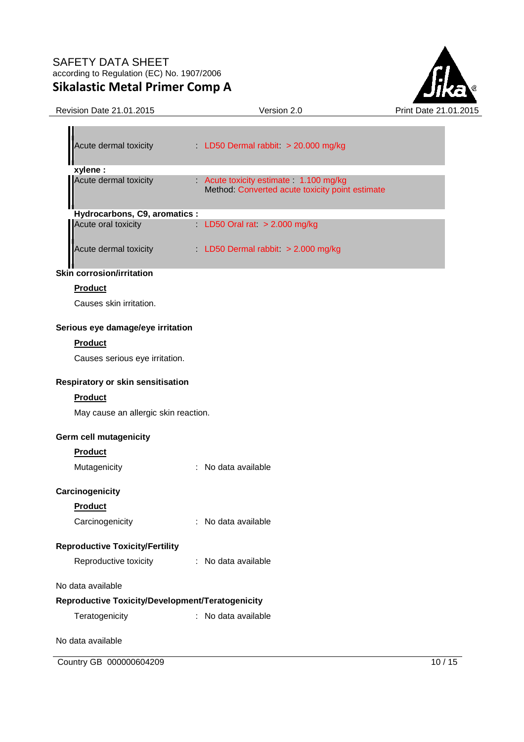| | | |
|---|---|---|
| Acute dermal toxicity | : | LD50 Dermal rabbit: > 20.000 mg/kg |

**xylene :**

| | | |
|---|---|---|
| Acute dermal toxicity | : | Acute toxicity estimate : 1.100 mg/kg<br>Method: Converted acute toxicity point estimate |

**Hydrocarbons, C9, aromatics :**

| | | |
|---|---|---|
| Acute oral toxicity | : | LD50 Oral rat: > 2.000 mg/kg |
| Acute dermal toxicity | : | LD50 Dermal rabbit: > 2.000 mg/kg |

**Skin corrosion/irritation**

**Product**

Causes skin irritation.

**Serious eye damage/eye irritation**

**Product**

Causes serious eye irritation.

**Respiratory or skin sensitisation**

**Product**

May cause an allergic skin reaction.

**Germ cell mutagenicity**

**Product**

Mutagenicity : No data available

**Carcinogenicity**

**Product**

Carcinogenicity : No data available

**Reproductive Toxicity/Fertility**

Reproductive toxicity : No data available

No data available

**Reproductive Toxicity/Development/Teratogenicity**

Teratogenicity : No data available

No data available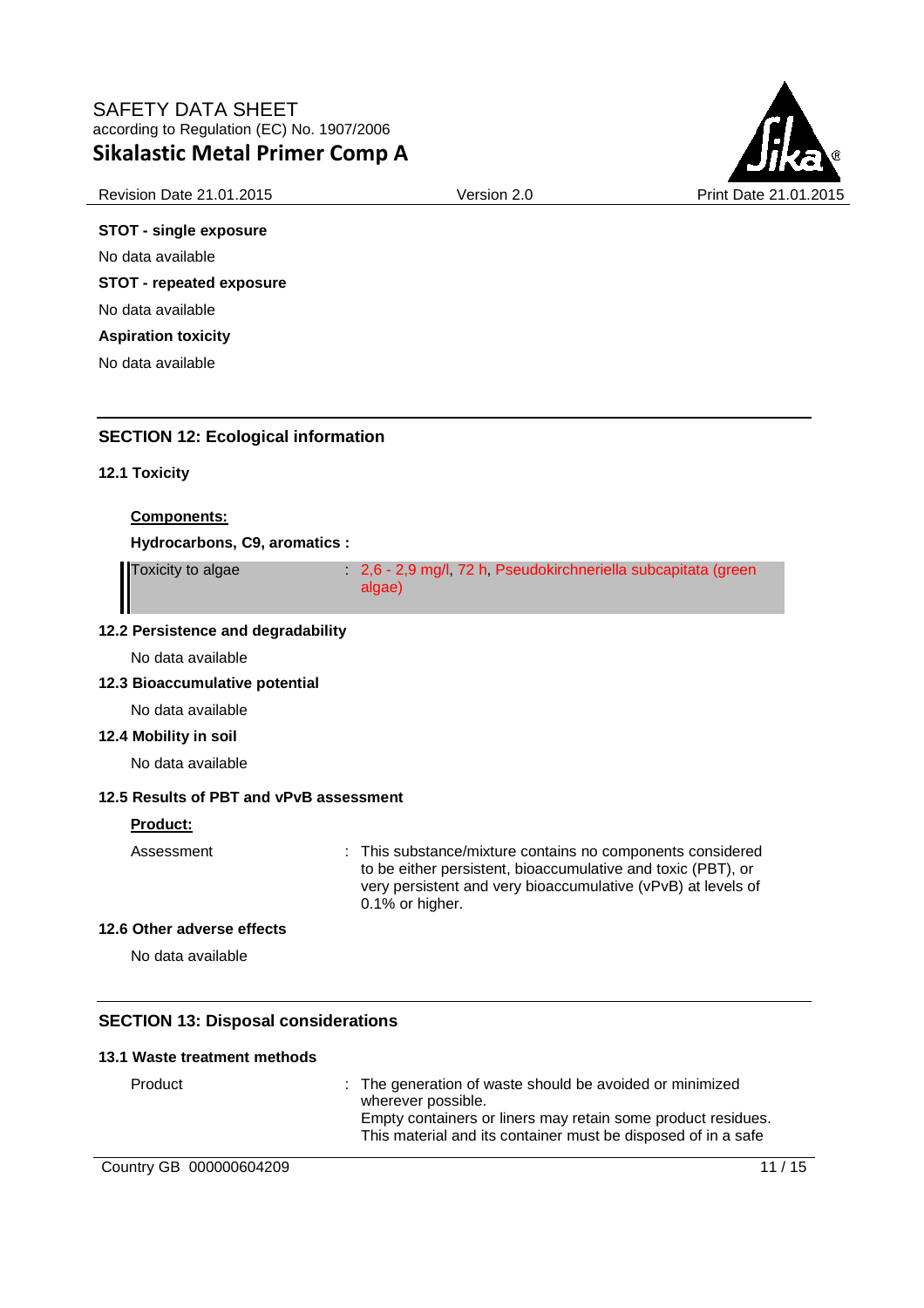**STOT - single exposure**

No data available

**STOT - repeated exposure**

No data available

**Aspiration toxicity**

No data available

## SECTION 12: Ecological information

### 12.1 Toxicity

**Components:**

**Hydrocarbons, C9, aromatics :**

| | |
|---|---|
| Toxicity to algae | : 2,6 - 2,9 mg/l, 72 h, Pseudokirchneriella subcapitata (green algae) |

### 12.2 Persistence and degradability

No data available

### 12.3 Bioaccumulative potential

No data available

### 12.4 Mobility in soil

No data available

### 12.5 Results of PBT and vPvB assessment

**Product:**

| | |
|---|---|
| Assessment | : This substance/mixture contains no components considered to be either persistent, bioaccumulative and toxic (PBT), or very persistent and very bioaccumulative (vPvB) at levels of 0.1% or higher. |

### 12.6 Other adverse effects

No data available

## SECTION 13: Disposal considerations

### 13.1 Waste treatment methods

| | |
|---|---|
| Product | : The generation of waste should be avoided or minimized wherever possible.<br>Empty containers or liners may retain some product residues.<br>This material and its container must be disposed of in a safe |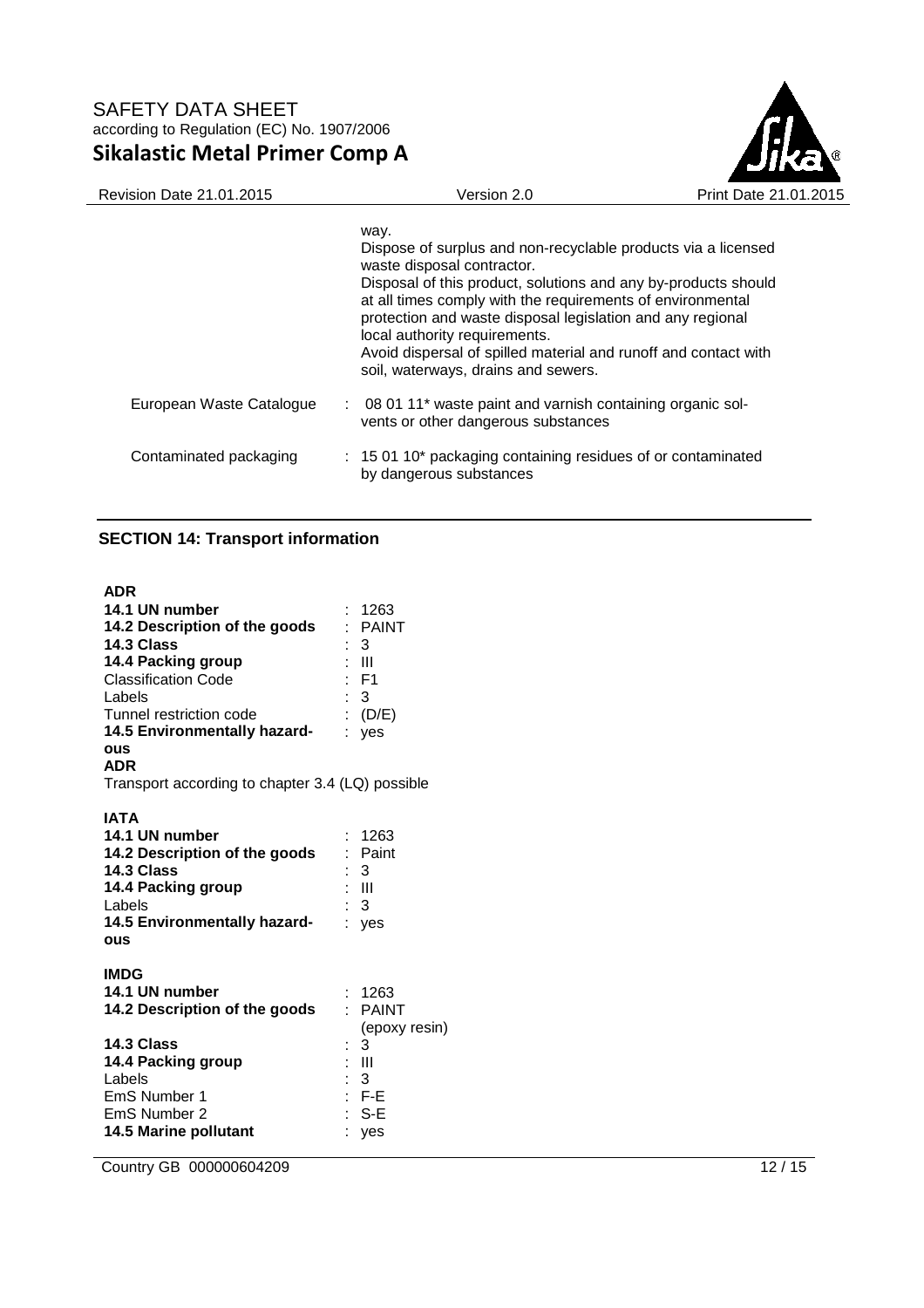way.
Dispose of surplus and non-recyclable products via a licensed waste disposal contractor.
Disposal of this product, solutions and any by-products should at all times comply with the requirements of environmental protection and waste disposal legislation and any regional local authority requirements.
Avoid dispersal of spilled material and runoff and contact with soil, waterways, drains and sewers.

| | |
|---|---|
| European Waste Catalogue | : 08 01 11* waste paint and varnish containing organic solvents or other dangerous substances |
| Contaminated packaging | : 15 01 10* packaging containing residues of or contaminated by dangerous substances |

## SECTION 14: Transport information

**ADR**

| | |
|---|---|
| **14.1 UN number** | : 1263 |
| **14.2 Description of the goods** | : PAINT |
| **14.3 Class** | : 3 |
| **14.4 Packing group** | : III |
| Classification Code | : F1 |
| Labels | : 3 |
| Tunnel restriction code | : (D/E) |
| **14.5 Environmentally hazardous** | : yes |

**ADR**
Transport according to chapter 3.4 (LQ) possible

**IATA**

| | |
|---|---|
| **14.1 UN number** | : 1263 |
| **14.2 Description of the goods** | : Paint |
| **14.3 Class** | : 3 |
| **14.4 Packing group** | : III |
| Labels | : 3 |
| **14.5 Environmentally hazardous** | : yes |

**IMDG**

| | |
|---|---|
| **14.1 UN number** | : 1263 |
| **14.2 Description of the goods** | : PAINT (epoxy resin) |
| **14.3 Class** | : 3 |
| **14.4 Packing group** | : III |
| Labels | : 3 |
| EmS Number 1 | : F-E |
| EmS Number 2 | : S-E |
| **14.5 Marine pollutant** | : yes |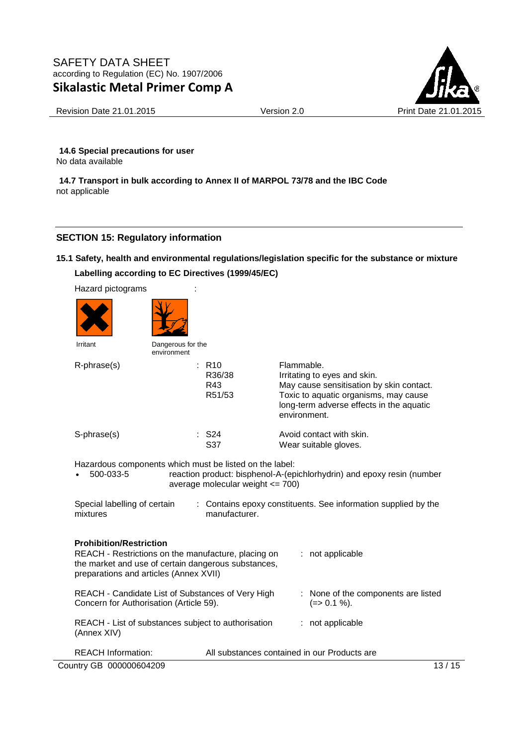**14.6 Special precautions for user**

No data available

**14.7 Transport in bulk according to Annex II of MARPOL 73/78 and the IBC Code**

not applicable

## SECTION 15: Regulatory information

**15.1 Safety, health and environmental regulations/legislation specific for the substance or mixture**

**Labelling according to EC Directives (1999/45/EC)**

Hazard pictograms :

Irritant

Dangerous for the environment

| | | |
|---|---|---|
| R-phrase(s) | : R10 | Flammable. |
| | R36/38 | Irritating to eyes and skin. |
| | R43 | May cause sensitisation by skin contact. |
| | R51/53 | Toxic to aquatic organisms, may cause long-term adverse effects in the aquatic environment. |
| S-phrase(s) | : S24 | Avoid contact with skin. |
| | S37 | Wear suitable gloves. |

Hazardous components which must be listed on the label:

- 500-033-5 reaction product: bisphenol-A-(epichlorhydrin) and epoxy resin (number average molecular weight <= 700)

Special labelling of certain mixtures : Contains epoxy constituents. See information supplied by the manufacturer.

**Prohibition/Restriction**

| | |
|---|---|
| REACH - Restrictions on the manufacture, placing on the market and use of certain dangerous substances, preparations and articles (Annex XVII) | : not applicable |
| REACH - Candidate List of Substances of Very High Concern for Authorisation (Article 59). | : None of the components are listed (=> 0.1 %). |
| REACH - List of substances subject to authorisation (Annex XIV) | : not applicable |

REACH Information: All substances contained in our Products are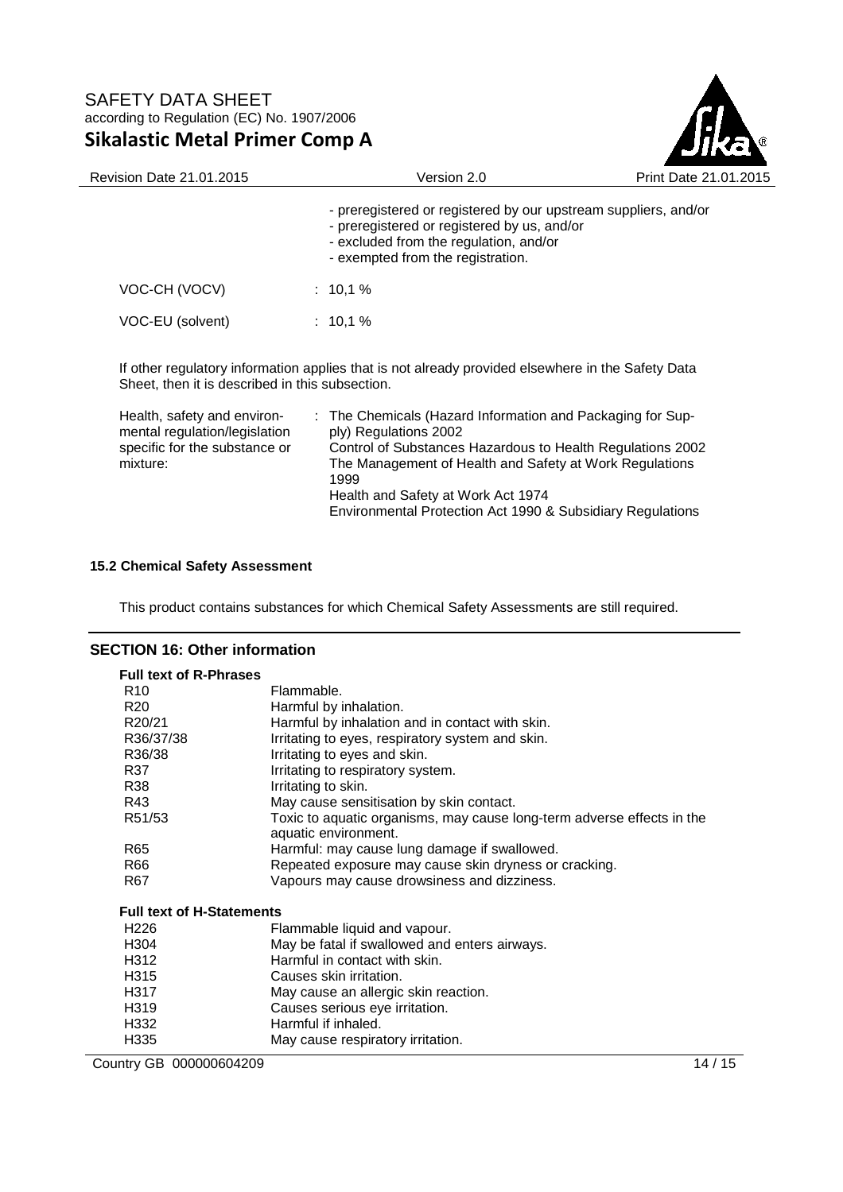- preregistered or registered by our upstream suppliers, and/or
- preregistered or registered by us, and/or
- excluded from the regulation, and/or
- exempted from the registration.

| | |
|---|---|
| VOC-CH (VOCV) | : 10,1 % |
| VOC-EU (solvent) | : 10,1 % |

If other regulatory information applies that is not already provided elsewhere in the Safety Data Sheet, then it is described in this subsection.

| | |
|---|---|
| Health, safety and environmental regulation/legislation specific for the substance or mixture: | : The Chemicals (Hazard Information and Packaging for Supply) Regulations 2002<br>Control of Substances Hazardous to Health Regulations 2002<br>The Management of Health and Safety at Work Regulations 1999<br>Health and Safety at Work Act 1974<br>Environmental Protection Act 1990 & Subsidiary Regulations |

### 15.2 Chemical Safety Assessment

This product contains substances for which Chemical Safety Assessments are still required.

## SECTION 16: Other information

**Full text of R-Phrases**

| | |
|---|---|
| R10 | Flammable. |
| R20 | Harmful by inhalation. |
| R20/21 | Harmful by inhalation and in contact with skin. |
| R36/37/38 | Irritating to eyes, respiratory system and skin. |
| R36/38 | Irritating to eyes and skin. |
| R37 | Irritating to respiratory system. |
| R38 | Irritating to skin. |
| R43 | May cause sensitisation by skin contact. |
| R51/53 | Toxic to aquatic organisms, may cause long-term adverse effects in the aquatic environment. |
| R65 | Harmful: may cause lung damage if swallowed. |
| R66 | Repeated exposure may cause skin dryness or cracking. |
| R67 | Vapours may cause drowsiness and dizziness. |

**Full text of H-Statements**

| | |
|---|---|
| H226 | Flammable liquid and vapour. |
| H304 | May be fatal if swallowed and enters airways. |
| H312 | Harmful in contact with skin. |
| H315 | Causes skin irritation. |
| H317 | May cause an allergic skin reaction. |
| H319 | Causes serious eye irritation. |
| H332 | Harmful if inhaled. |
| H335 | May cause respiratory irritation. |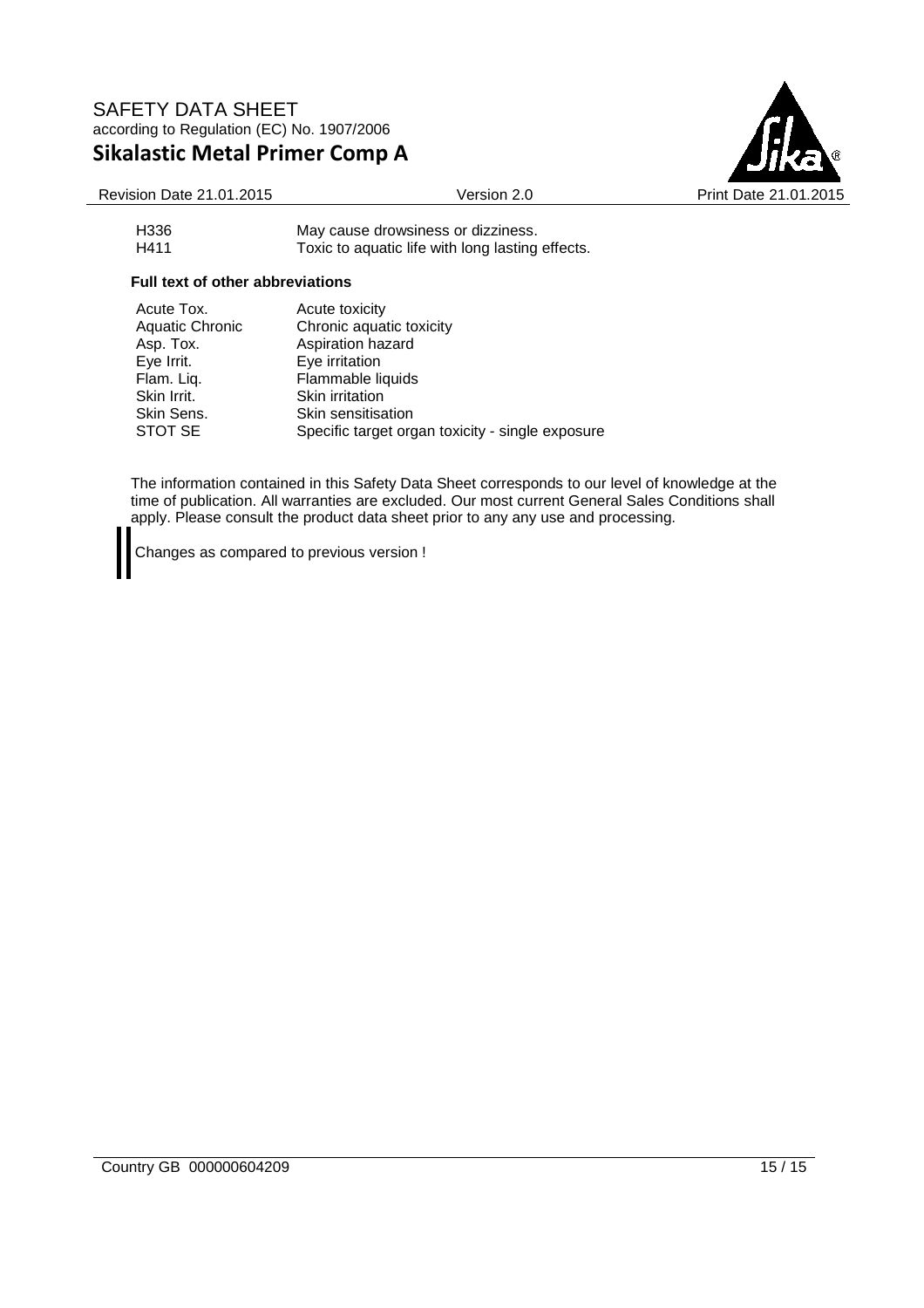| | |
|---|---|
| H336 | May cause drowsiness or dizziness. |
| H411 | Toxic to aquatic life with long lasting effects. |

**Full text of other abbreviations**

| | |
|---|---|
| Acute Tox. | Acute toxicity |
| Aquatic Chronic | Chronic aquatic toxicity |
| Asp. Tox. | Aspiration hazard |
| Eye Irrit. | Eye irritation |
| Flam. Liq. | Flammable liquids |
| Skin Irrit. | Skin irritation |
| Skin Sens. | Skin sensitisation |
| STOT SE | Specific target organ toxicity - single exposure |

The information contained in this Safety Data Sheet corresponds to our level of knowledge at the time of publication. All warranties are excluded. Our most current General Sales Conditions shall apply. Please consult the product data sheet prior to any any use and processing.

Changes as compared to previous version !